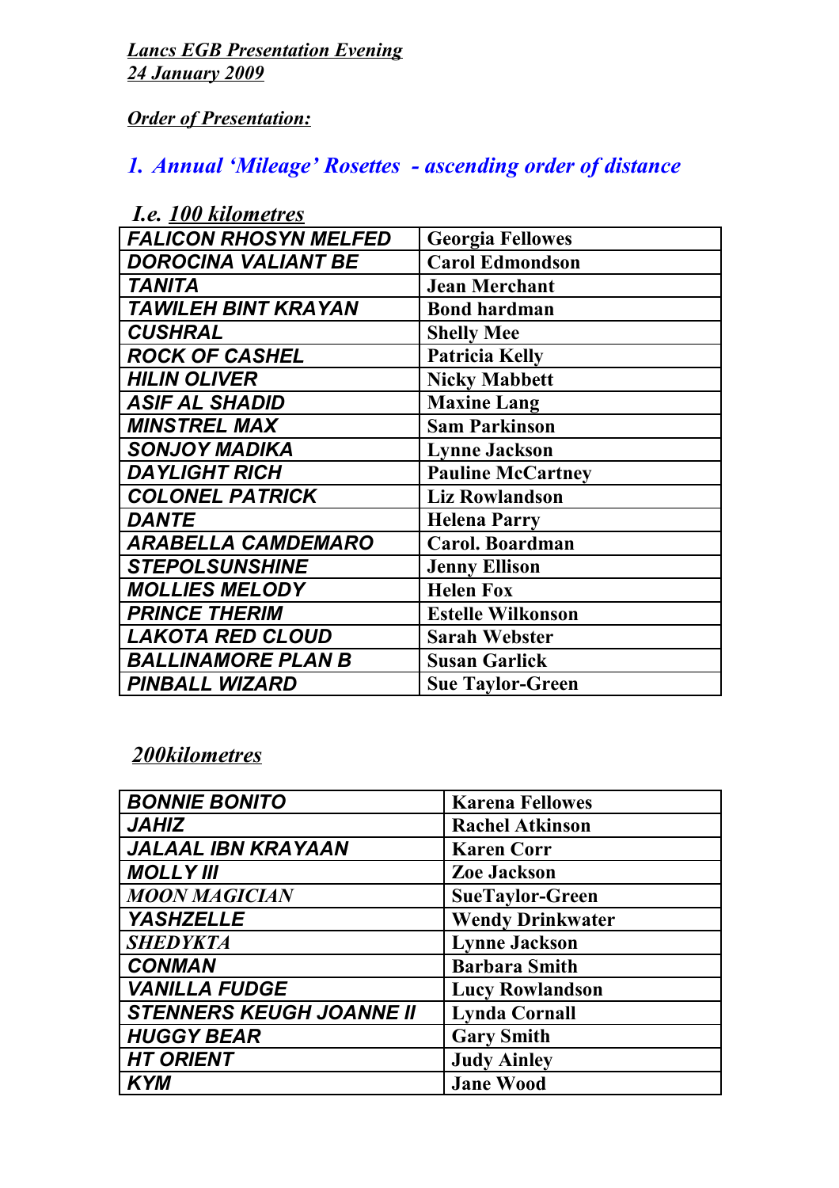*__Lancs EGB Presentation Evening__*
*__24 January 2009__*

*__Order of Presentation:__*

## *1. Annual 'Mileage' Rosettes - ascending order of distance*

***I.e. __100 kilometres__***

| | |
|---|---|
| ***FALICON RHOSYN MELFED*** | **Georgia Fellowes** |
| ***DOROCINA VALIANT BE*** | **Carol Edmondson** |
| ***TANITA*** | **Jean Merchant** |
| ***TAWILEH BINT KRAYAN*** | **Bond hardman** |
| ***CUSHRAL*** | **Shelly Mee** |
| ***ROCK OF CASHEL*** | **Patricia Kelly** |
| ***HILIN OLIVER*** | **Nicky Mabbett** |
| ***ASIF AL SHADID*** | **Maxine Lang** |
| ***MINSTREL MAX*** | **Sam Parkinson** |
| ***SONJOY MADIKA*** | **Lynne Jackson** |
| ***DAYLIGHT RICH*** | **Pauline McCartney** |
| ***COLONEL PATRICK*** | **Liz Rowlandson** |
| ***DANTE*** | **Helena Parry** |
| ***ARABELLA CAMDEMARO*** | **Carol. Boardman** |
| ***STEPOLSUNSHINE*** | **Jenny Ellison** |
| ***MOLLIES MELODY*** | **Helen Fox** |
| ***PRINCE THERIM*** | **Estelle Wilkonson** |
| ***LAKOTA RED CLOUD*** | **Sarah Webster** |
| ***BALLINAMORE PLAN B*** | **Susan Garlick** |
| ***PINBALL WIZARD*** | **Sue Taylor-Green** |

***__200kilometres__***

| | |
|---|---|
| ***BONNIE BONITO*** | **Karena Fellowes** |
| ***JAHIZ*** | **Rachel Atkinson** |
| ***JALAAL IBN KRAYAAN*** | **Karen Corr** |
| ***MOLLY III*** | **Zoe Jackson** |
| ***MOON MAGICIAN*** | **SueTaylor-Green** |
| ***YASHZELLE*** | **Wendy Drinkwater** |
| ***SHEDYKTA*** | **Lynne Jackson** |
| ***CONMAN*** | **Barbara Smith** |
| ***VANILLA FUDGE*** | **Lucy Rowlandson** |
| ***STENNERS KEUGH JOANNE II*** | **Lynda Cornall** |
| ***HUGGY BEAR*** | **Gary Smith** |
| ***HT ORIENT*** | **Judy Ainley** |
| ***KYM*** | **Jane Wood** |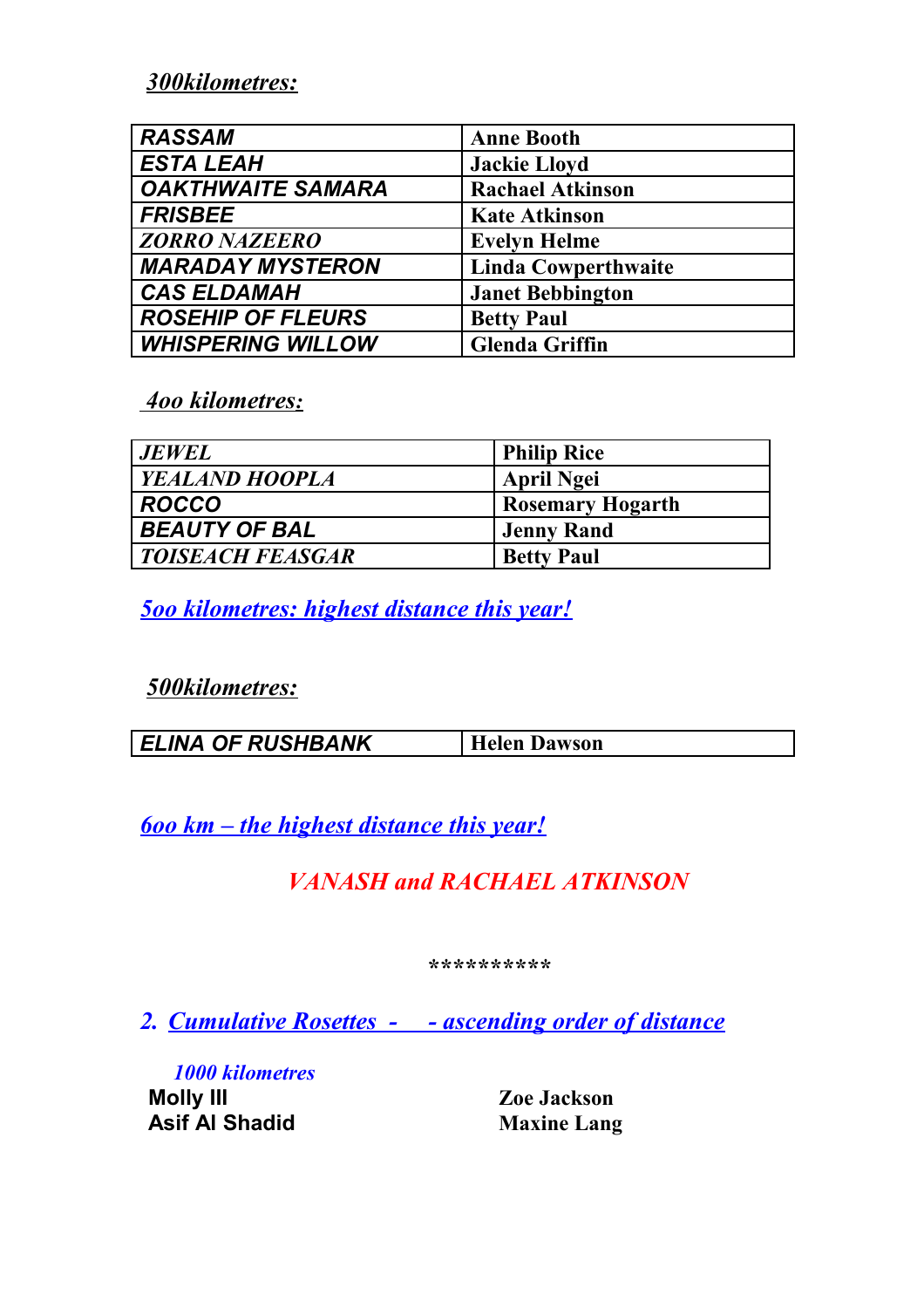***300kilometres:***

| | |
|---|---|
| ***RASSAM*** | **Anne Booth** |
| ***ESTA LEAH*** | **Jackie Lloyd** |
| ***OAKTHWAITE SAMARA*** | **Rachael Atkinson** |
| ***FRISBEE*** | **Kate Atkinson** |
| ***ZORRO NAZEERO*** | **Evelyn Helme** |
| ***MARADAY MYSTERON*** | **Linda Cowperthwaite** |
| ***CAS ELDAMAH*** | **Janet Bebbington** |
| ***ROSEHIP OF FLEURS*** | **Betty Paul** |
| ***WHISPERING WILLOW*** | **Glenda Griffin** |

***4oo kilometres:***

| | |
|---|---|
| ***JEWEL*** | **Philip Rice** |
| ***YEALAND HOOPLA*** | **April Ngei** |
| ***ROCCO*** | **Rosemary Hogarth** |
| ***BEAUTY OF BAL*** | **Jenny Rand** |
| ***TOISEACH FEASGAR*** | **Betty Paul** |

***5oo kilometres: highest distance this year!***

***500kilometres:***

| | |
|---|---|
| ***ELINA OF RUSHBANK*** | **Helen Dawson** |

***6oo km – the highest distance this year!***

***VANASH and RACHAEL ATKINSON***

**********

## *2. Cumulative Rosettes - - ascending order of distance*

*1000 kilometres*

| | |
|---|---|
| **Molly III** | **Zoe Jackson** |
| **Asif Al Shadid** | **Maxine Lang** |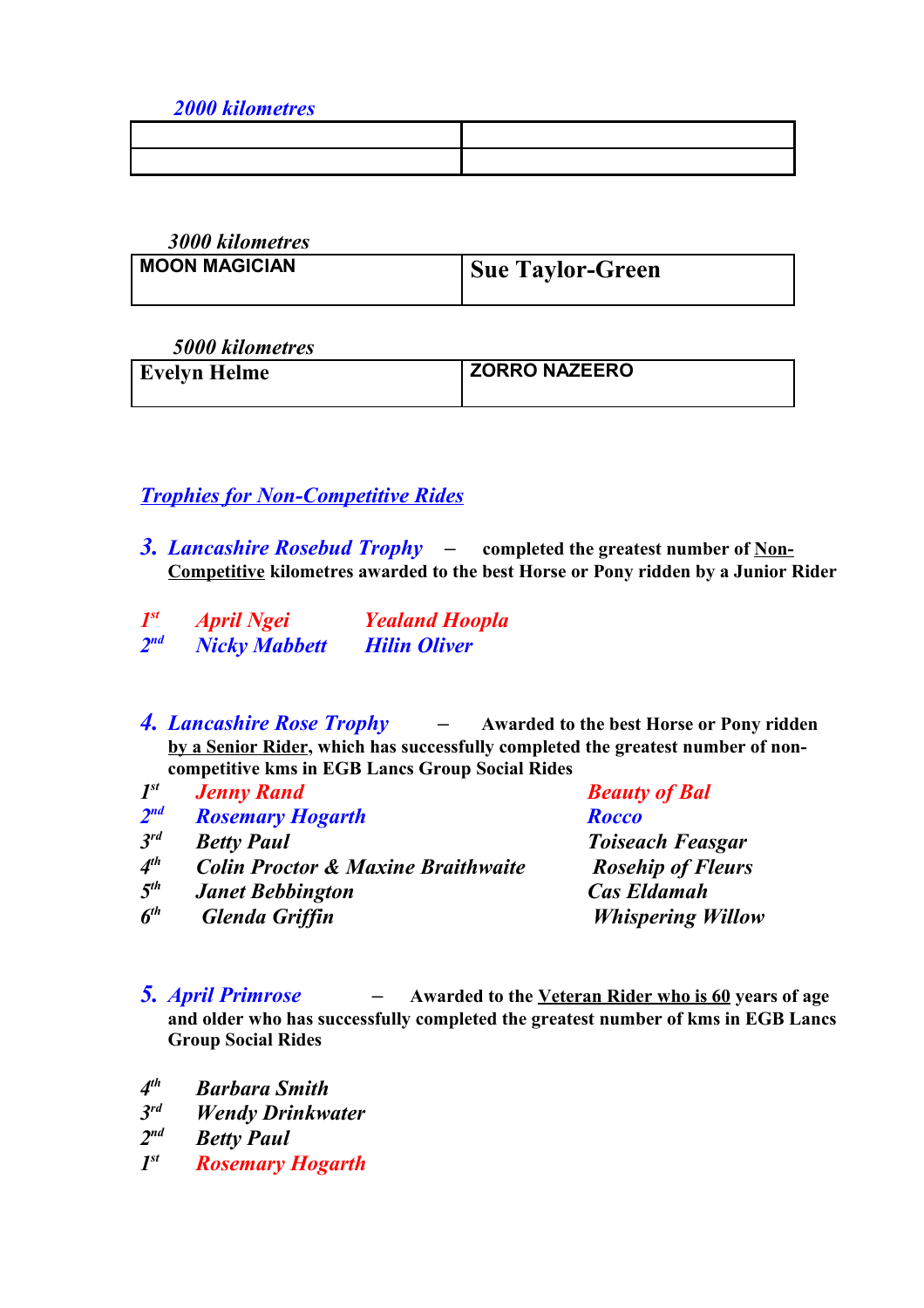*2000 kilometres*

| | |
|---|---|
| | |

*3000 kilometres*

| | |
|---|---|
| MOON MAGICIAN | Sue Taylor-Green |

*5000 kilometres*

| | |
|---|---|
| Evelyn Helme | ZORRO NAZEERO |

## *Trophies for Non-Competitive Rides*

**3. *Lancashire Rosebud Trophy*** – **completed the greatest number of Non-Competitive kilometres awarded to the best Horse or Pony ridden by a Junior Rider**

| | | |
|---|---|---|
| 1st | *April Ngei* | *Yealand Hoopla* |
| 2nd | *Nicky Mabbett* | *Hilin Oliver* |

**4. *Lancashire Rose Trophy*** – **Awarded to the best Horse or Pony ridden by a Senior Rider, which has successfully completed the greatest number of non-competitive kms in EGB Lancs Group Social Rides**

| | | |
|---|---|---|
| 1st | *Jenny Rand* | *Beauty of Bal* |
| 2nd | *Rosemary Hogarth* | *Rocco* |
| 3rd | *Betty Paul* | *Toiseach Feasgar* |
| 4th | *Colin Proctor & Maxine Braithwaite* | *Rosehip of Fleurs* |
| 5th | *Janet Bebbington* | *Cas Eldamah* |
| 6th | *Glenda Griffin* | *Whispering Willow* |

**5. *April Primrose*** – **Awarded to the Veteran Rider who is 60 years of age and older who has successfully completed the greatest number of kms in EGB Lancs Group Social Rides**

| | |
|---|---|
| 4th | *Barbara Smith* |
| 3rd | *Wendy Drinkwater* |
| 2nd | *Betty Paul* |
| 1st | *Rosemary Hogarth* |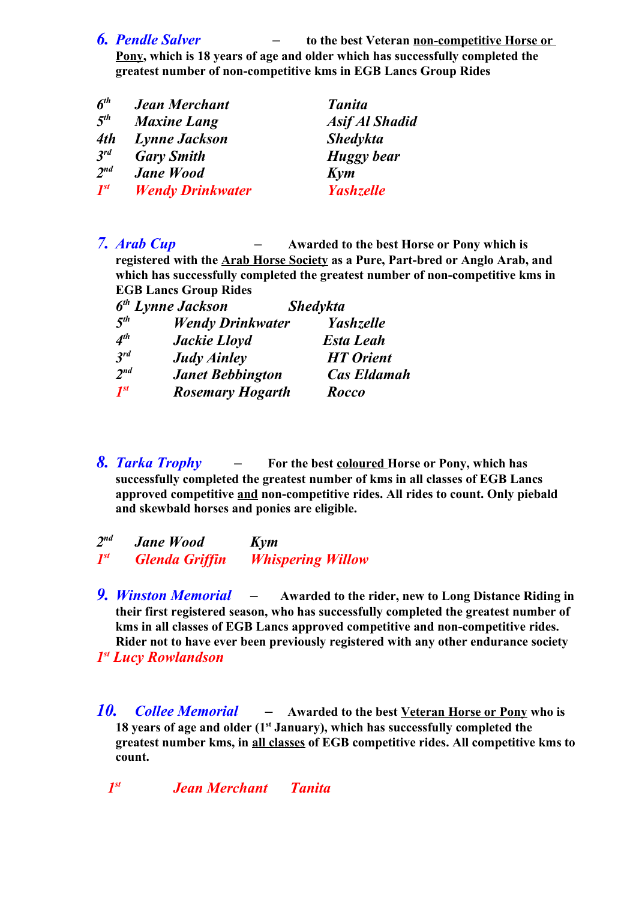**6. *Pendle Salver*** – **to the best Veteran <u>non-competitive Horse or Pony</u>, which is 18 years of age and older which has successfully completed the greatest number of non-competitive kms in EGB Lancs Group Rides**

| | | |
|---|---|---|
| *6th* | ***Jean Merchant*** | ***Tanita*** |
| *5th* | ***Maxine Lang*** | ***Asif Al Shadid*** |
| *4th* | ***Lynne Jackson*** | ***Shedykta*** |
| *3rd* | ***Gary Smith*** | ***Huggy bear*** |
| *2nd* | ***Jane Wood*** | ***Kym*** |
| *1st* | ***Wendy Drinkwater*** | ***Yashzelle*** |

**7. *Arab Cup*** – **Awarded to the best Horse or Pony which is registered with the <u>Arab Horse Society</u> as a Pure, Part-bred or Anglo Arab, and which has successfully completed the greatest number of non-competitive kms in EGB Lancs Group Rides**

| | | |
|---|---|---|
| *6th* | ***Lynne Jackson*** | ***Shedykta*** |
| *5th* | ***Wendy Drinkwater*** | ***Yashzelle*** |
| *4th* | ***Jackie Lloyd*** | ***Esta Leah*** |
| *3rd* | ***Judy Ainley*** | ***HT Orient*** |
| *2nd* | ***Janet Bebbington*** | ***Cas Eldamah*** |
| *1st* | ***Rosemary Hogarth*** | ***Rocco*** |

**8. *Tarka Trophy*** – **For the best <u>coloured</u> Horse or Pony, which has successfully completed the greatest number of kms in all classes of EGB Lancs approved competitive <u>and</u> non-competitive rides. All rides to count. Only piebald and skewbald horses and ponies are eligible.**

| | | |
|---|---|---|
| *2nd* | ***Jane Wood*** | ***Kym*** |
| *1st* | ***Glenda Griffin*** | ***Whispering Willow*** |

**9. *Winston Memorial*** – **Awarded to the rider, new to Long Distance Riding in their first registered season, who has successfully completed the greatest number of kms in all classes of EGB Lancs approved competitive and non-competitive rides. Rider not to have ever been previously registered with any other endurance society**

*1st* ***Lucy Rowlandson***

**10. *Collee Memorial*** – **Awarded to the best <u>Veteran Horse or Pony</u> who is 18 years of age and older (1st January), which has successfully completed the greatest number kms, in <u>all classes</u> of EGB competitive rides. All competitive kms to count.**

| | | |
|---|---|---|
| *1st* | ***Jean Merchant*** | ***Tanita*** |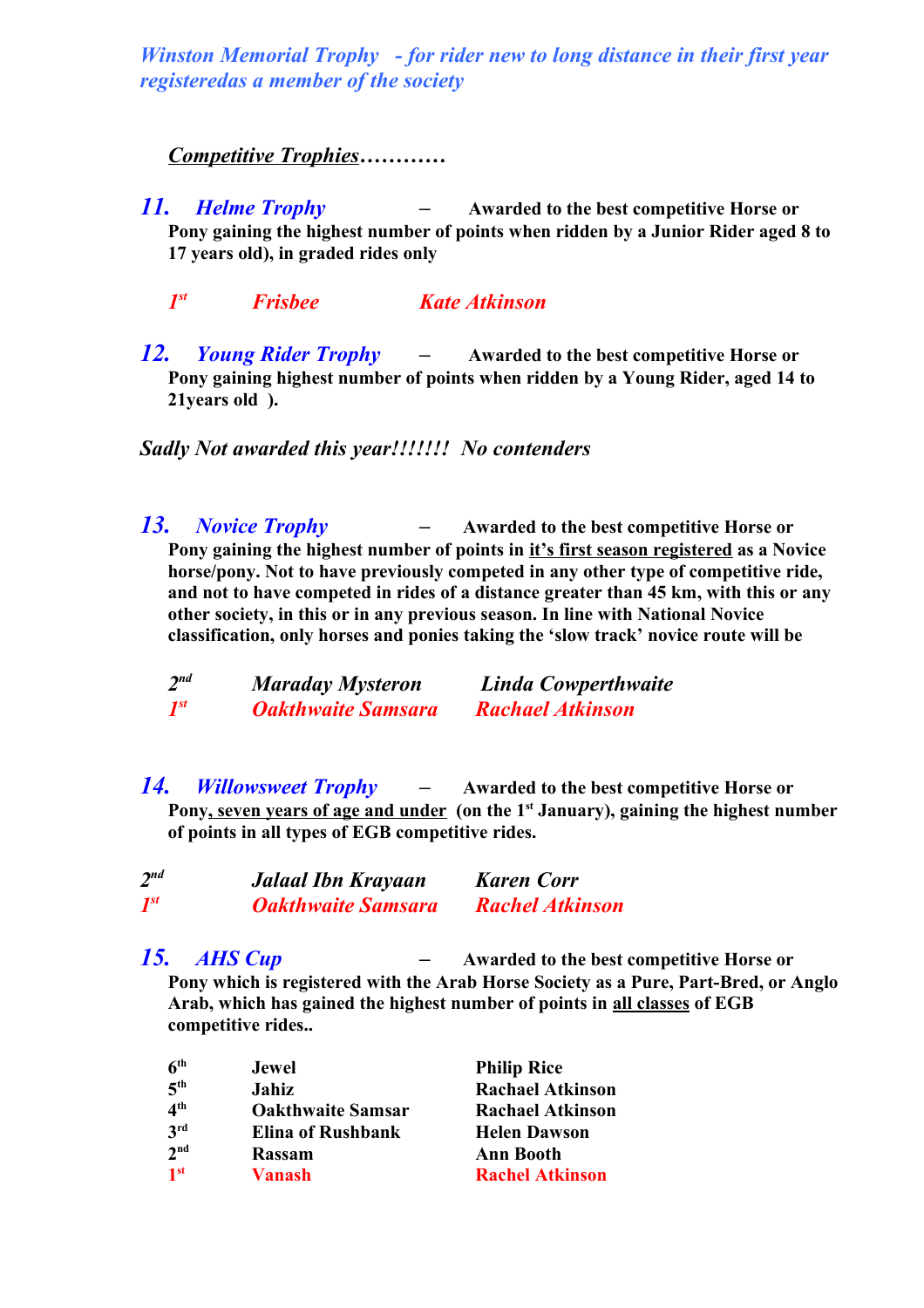*Winston Memorial Trophy - for rider new to long distance in their first year registeredas a member of the society*

***Competitive Trophies*…………**

## 11. *Helme Trophy* – Awarded to the best competitive Horse or Pony gaining the highest number of points when ridden by a Junior Rider aged 8 to 17 years old), in graded rides only

| | | |
|---|---|---|
| *1st* | *Frisbee* | *Kate Atkinson* |

## 12. *Young Rider Trophy* – Awarded to the best competitive Horse or Pony gaining highest number of points when ridden by a Young Rider, aged 14 to 21years old ).

*Sadly Not awarded this year!!!!!!! No contenders*

## 13. *Novice Trophy* – Awarded to the best competitive Horse or Pony gaining the highest number of points in it's first season registered as a Novice horse/pony. Not to have previously competed in any other type of competitive ride, and not to have competed in rides of a distance greater than 45 km, with this or any other society, in this or in any previous season. In line with National Novice classification, only horses and ponies taking the 'slow track' novice route will be

| | | |
|---|---|---|
| *2nd* | *Maraday Mysteron* | *Linda Cowperthwaite* |
| *1st* | *Oakthwaite Samsara* | *Rachael Atkinson* |

## 14. *Willowsweet Trophy* – Awarded to the best competitive Horse or Pony, seven years of age and under (on the 1st January), gaining the highest number of points in all types of EGB competitive rides.

| | | |
|---|---|---|
| *2nd* | *Jalaal Ibn Krayaan* | *Karen Corr* |
| *1st* | *Oakthwaite Samsara* | *Rachel Atkinson* |

## 15. *AHS Cup* – Awarded to the best competitive Horse or Pony which is registered with the Arab Horse Society as a Pure, Part-Bred, or Anglo Arab, which has gained the highest number of points in all classes of EGB competitive rides..

| | | |
|---|---|---|
| **6th** | **Jewel** | **Philip Rice** |
| **5th** | **Jahiz** | **Rachael Atkinson** |
| **4th** | **Oakthwaite Samsar** | **Rachael Atkinson** |
| **3rd** | **Elina of Rushbank** | **Helen Dawson** |
| **2nd** | **Rassam** | **Ann Booth** |
| **1st** | **Vanash** | **Rachel Atkinson** |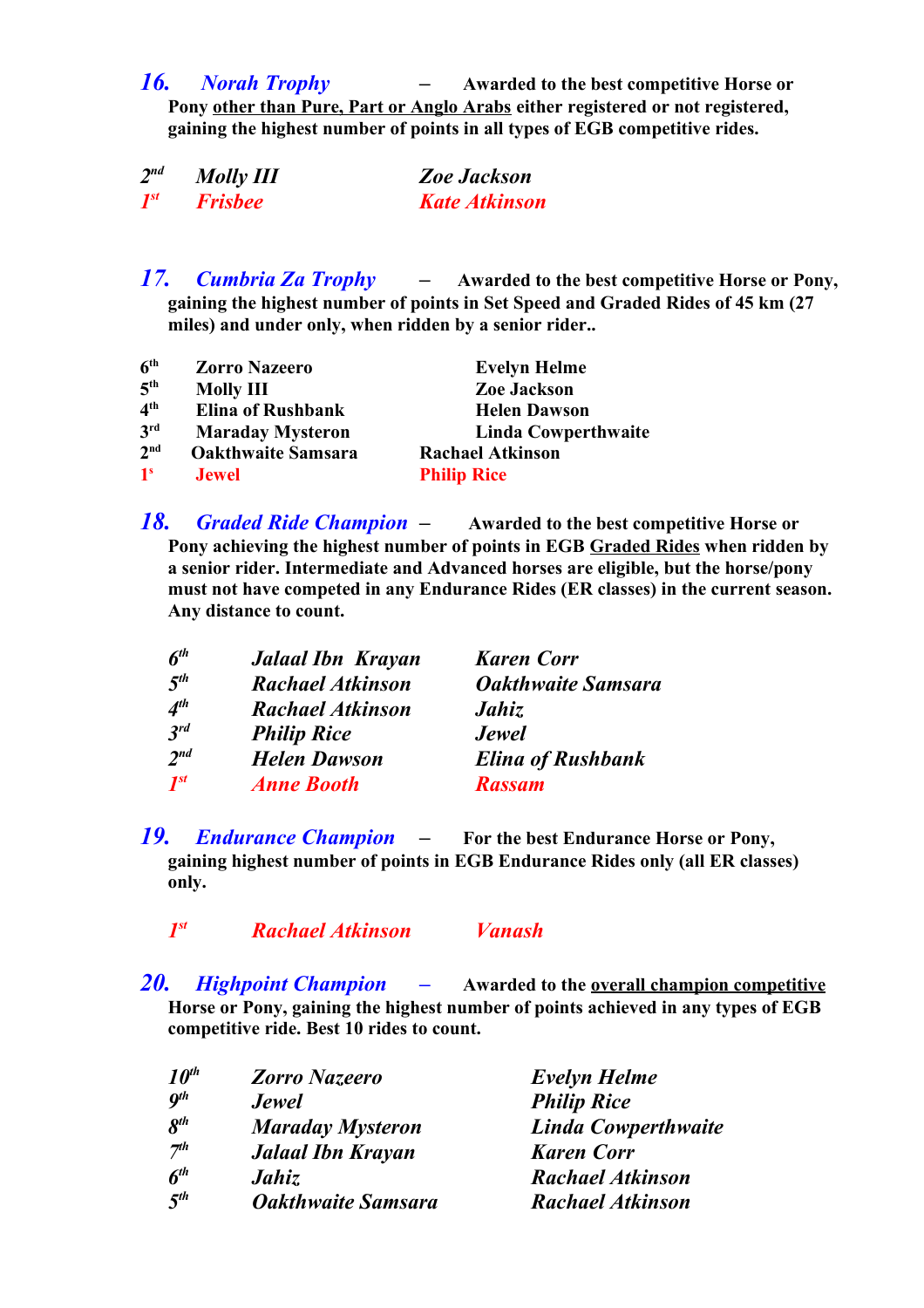## 16. *Norah Trophy* – Awarded to the best competitive Horse or Pony other than Pure, Part or Anglo Arabs either registered or not registered, gaining the highest number of points in all types of EGB competitive rides.

| | | |
|---|---|---|
| *2nd* | *Molly III* | *Zoe Jackson* |
| *1st* | *Frisbee* | *Kate Atkinson* |

## 17. *Cumbria Za Trophy* – Awarded to the best competitive Horse or Pony, gaining the highest number of points in Set Speed and Graded Rides of 45 km (27 miles) and under only, when ridden by a senior rider..

| | | |
|---|---|---|
| 6th | Zorro Nazeero | Evelyn Helme |
| 5th | Molly III | Zoe Jackson |
| 4th | Elina of Rushbank | Helen Dawson |
| 3rd | Maraday Mysteron | Linda Cowperthwaite |
| 2nd | Oakthwaite Samsara | Rachael Atkinson |
| 1s | Jewel | Philip Rice |

## 18. *Graded Ride Champion* – Awarded to the best competitive Horse or Pony achieving the highest number of points in EGB Graded Rides when ridden by a senior rider. Intermediate and Advanced horses are eligible, but the horse/pony must not have competed in any Endurance Rides (ER classes) in the current season. Any distance to count.

| | | |
|---|---|---|
| *6th* | *Jalaal Ibn Krayan* | *Karen Corr* |
| *5th* | *Rachael Atkinson* | *Oakthwaite Samsara* |
| *4th* | *Rachael Atkinson* | *Jahiz* |
| *3rd* | *Philip Rice* | *Jewel* |
| *2nd* | *Helen Dawson* | *Elina of Rushbank* |
| *1st* | *Anne Booth* | *Rassam* |

## 19. *Endurance Champion* – For the best Endurance Horse or Pony, gaining highest number of points in EGB Endurance Rides only (all ER classes) only.

| | | |
|---|---|---|
| *1st* | *Rachael Atkinson* | *Vanash* |

## 20. *Highpoint Champion* – Awarded to the overall champion competitive Horse or Pony, gaining the highest number of points achieved in any types of EGB competitive ride. Best 10 rides to count.

| | | |
|---|---|---|
| *10th* | *Zorro Nazeero* | *Evelyn Helme* |
| *9th* | *Jewel* | *Philip Rice* |
| *8th* | *Maraday Mysteron* | *Linda Cowperthwaite* |
| *7th* | *Jalaal Ibn Krayan* | *Karen Corr* |
| *6th* | *Jahiz* | *Rachael Atkinson* |
| *5th* | *Oakthwaite Samsara* | *Rachael Atkinson* |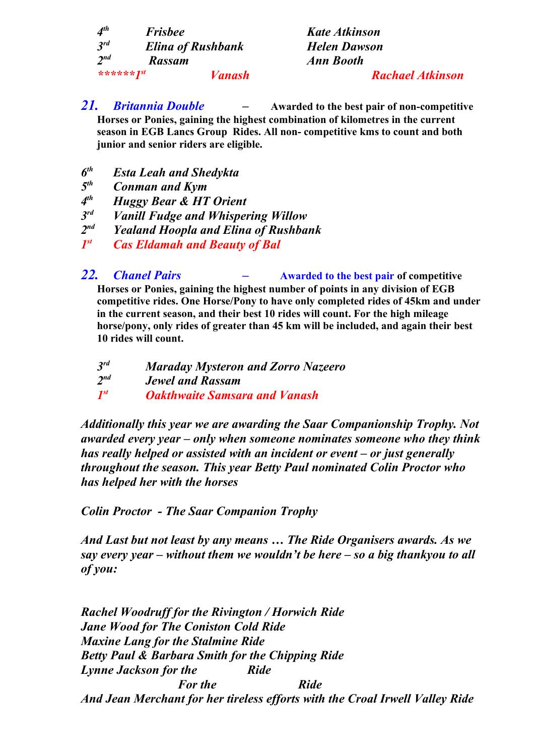| | | |
|---|---|---|
| *4th* | ***Frisbee*** | ***Kate Atkinson*** |
| *3rd* | ***Elina of Rushbank*** | ***Helen Dawson*** |
| *2nd* | ***Rassam*** | ***Ann Booth*** |
| ***\*\*\*\*\*\*1st*** | ***Vanash*** | ***Rachael Atkinson*** |

**21. *Britannia Double*** – **Awarded to the best pair of non-competitive Horses or Ponies, gaining the highest combination of kilometres in the current season in EGB Lancs Group Rides. All non- competitive kms to count and both junior and senior riders are eligible.**

- *6th* ***Esta Leah and Shedykta***
- *5th* ***Conman and Kym***
- *4th* ***Huggy Bear & HT Orient***
- *3rd* ***Vanill Fudge and Whispering Willow***
- *2nd* ***Yealand Hoopla and Elina of Rushbank***
- *1st* ***Cas Eldamah and Beauty of Bal***

**22. *Chanel Pairs*** – **Awarded to the best pair of competitive Horses or Ponies, gaining the highest number of points in any division of EGB competitive rides. One Horse/Pony to have only completed rides of 45km and under in the current season, and their best 10 rides will count. For the high mileage horse/pony, only rides of greater than 45 km will be included, and again their best 10 rides will count.**

- *3rd* ***Maraday Mysteron and Zorro Nazeero***
- *2nd* ***Jewel and Rassam***
- *1st* ***Oakthwaite Samsara and Vanash***

***Additionally this year we are awarding the Saar Companionship Trophy. Not awarded every year – only when someone nominates someone who they think has really helped or assisted with an incident or event – or just generally throughout the season. This year Betty Paul nominated Colin Proctor who has helped her with the horses***

***Colin Proctor - The Saar Companion Trophy***

***And Last but not least by any means … The Ride Organisers awards. As we say every year – without them we wouldn't be here – so a big thankyou to all of you:***

***Rachel Woodruff for the Rivington / Horwich Ride***
***Jane Wood for The Coniston Cold Ride***
***Maxine Lang for the Stalmine Ride***
***Betty Paul & Barbara Smith for the Chipping Ride***
***Lynne Jackson for the Ride***
***For the Ride***
***And Jean Merchant for her tireless efforts with the Croal Irwell Valley Ride***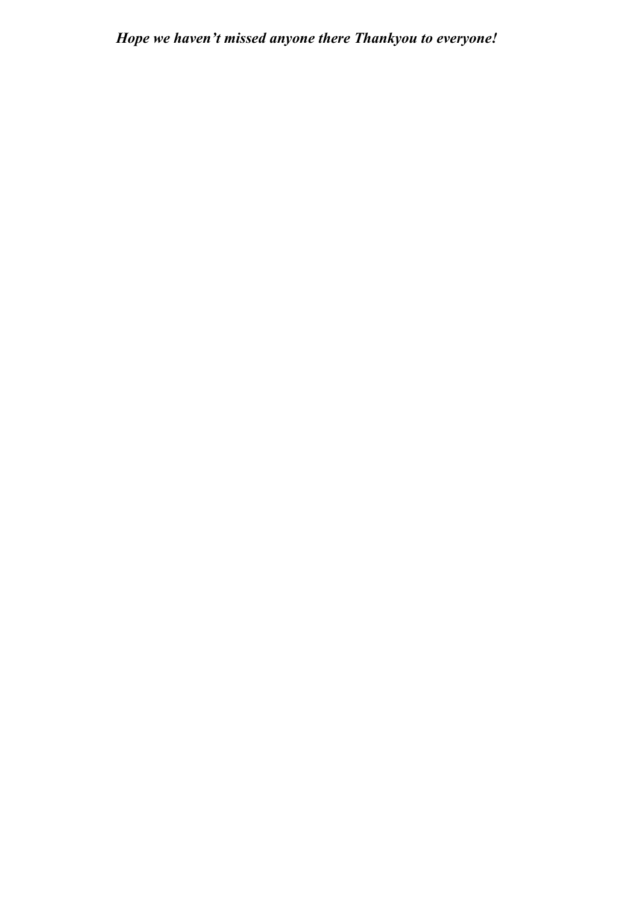***Hope we haven't missed anyone there Thankyou to everyone!***